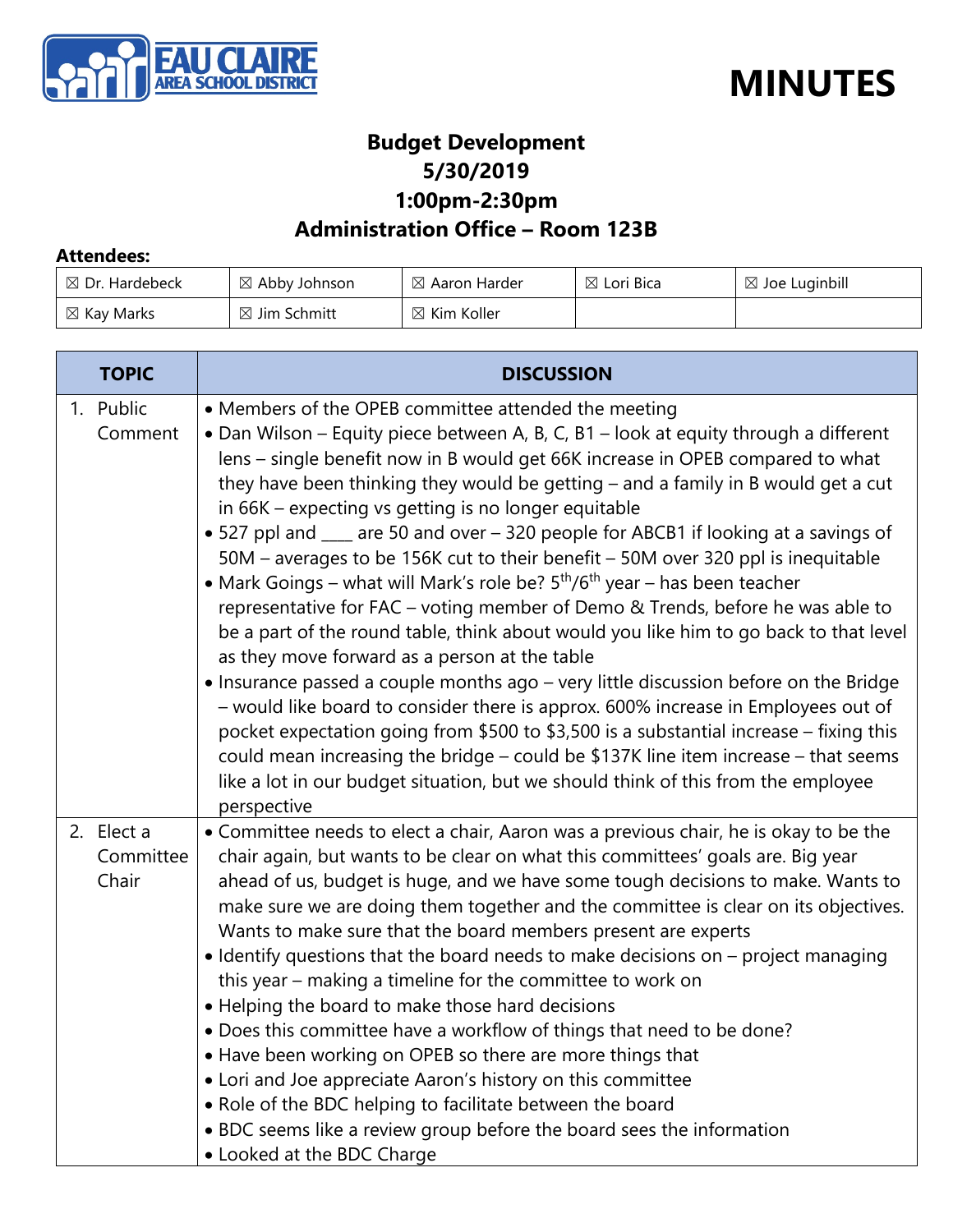# MINUTES

EAU CLAIRE AREA SCHOOL DISTRICT

## Budget Development
## 5/30/2019
## 1:00pm-2:30pm
## Administration Office – Room 123B

**Attendees:**

| | | | | |
|---|---|---|---|---|
| ☒ Dr. Hardebeck | ☒ Abby Johnson | ☒ Aaron Harder | ☒ Lori Bica | ☒ Joe Luginbill |
| ☒ Kay Marks | ☒ Jim Schmitt | ☒ Kim Koller | | |

| TOPIC | DISCUSSION |
|---|---|
| 1. Public Comment | • Members of the OPEB committee attended the meeting<br>• Dan Wilson – Equity piece between A, B, C, B1 – look at equity through a different lens – single benefit now in B would get 66K increase in OPEB compared to what they have been thinking they would be getting – and a family in B would get a cut in 66K – expecting vs getting is no longer equitable<br>• 527 ppl and ____ are 50 and over – 320 people for ABCB1 if looking at a savings of 50M – averages to be 156K cut to their benefit – 50M over 320 ppl is inequitable<br>• Mark Goings – what will Mark's role be? 5th/6th year – has been teacher representative for FAC – voting member of Demo & Trends, before he was able to be a part of the round table, think about would you like him to go back to that level as they move forward as a person at the table<br>• Insurance passed a couple months ago – very little discussion before on the Bridge – would like board to consider there is approx. 600% increase in Employees out of pocket expectation going from $500 to $3,500 is a substantial increase – fixing this could mean increasing the bridge – could be $137K line item increase – that seems like a lot in our budget situation, but we should think of this from the employee perspective |
| 2. Elect a Committee Chair | • Committee needs to elect a chair, Aaron was a previous chair, he is okay to be the chair again, but wants to be clear on what this committees' goals are. Big year ahead of us, budget is huge, and we have some tough decisions to make. Wants to make sure we are doing them together and the committee is clear on its objectives. Wants to make sure that the board members present are experts<br>• Identify questions that the board needs to make decisions on – project managing this year – making a timeline for the committee to work on<br>• Helping the board to make those hard decisions<br>• Does this committee have a workflow of things that need to be done?<br>• Have been working on OPEB so there are more things that<br>• Lori and Joe appreciate Aaron's history on this committee<br>• Role of the BDC helping to facilitate between the board<br>• BDC seems like a review group before the board sees the information<br>• Looked at the BDC Charge |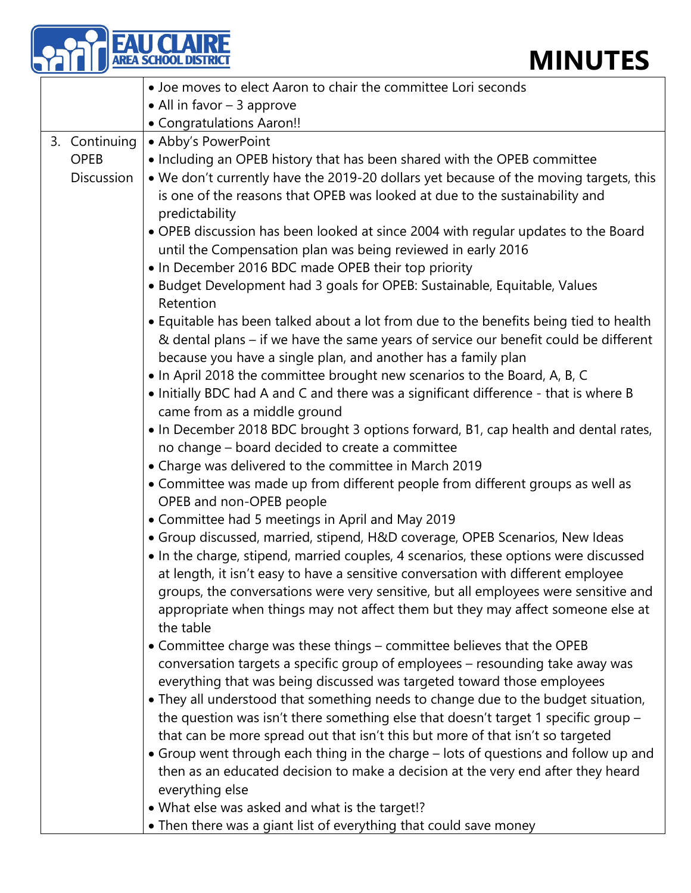# MINUTES

| | |
|---|---|
| | • Joe moves to elect Aaron to chair the committee Lori seconds<br>• All in favor – 3 approve<br>• Congratulations Aaron!! |
| 3. Continuing OPEB Discussion | • Abby's PowerPoint<br>• Including an OPEB history that has been shared with the OPEB committee<br>• We don't currently have the 2019-20 dollars yet because of the moving targets, this is one of the reasons that OPEB was looked at due to the sustainability and predictability<br>• OPEB discussion has been looked at since 2004 with regular updates to the Board until the Compensation plan was being reviewed in early 2016<br>• In December 2016 BDC made OPEB their top priority<br>• Budget Development had 3 goals for OPEB: Sustainable, Equitable, Values Retention<br>• Equitable has been talked about a lot from due to the benefits being tied to health & dental plans – if we have the same years of service our benefit could be different because you have a single plan, and another has a family plan<br>• In April 2018 the committee brought new scenarios to the Board, A, B, C<br>• Initially BDC had A and C and there was a significant difference - that is where B came from as a middle ground<br>• In December 2018 BDC brought 3 options forward, B1, cap health and dental rates, no change – board decided to create a committee<br>• Charge was delivered to the committee in March 2019<br>• Committee was made up from different people from different groups as well as OPEB and non-OPEB people<br>• Committee had 5 meetings in April and May 2019<br>• Group discussed, married, stipend, H&D coverage, OPEB Scenarios, New Ideas<br>• In the charge, stipend, married couples, 4 scenarios, these options were discussed at length, it isn't easy to have a sensitive conversation with different employee groups, the conversations were very sensitive, but all employees were sensitive and appropriate when things may not affect them but they may affect someone else at the table<br>• Committee charge was these things – committee believes that the OPEB conversation targets a specific group of employees – resounding take away was everything that was being discussed was targeted toward those employees<br>• They all understood that something needs to change due to the budget situation, the question was isn't there something else that doesn't target 1 specific group – that can be more spread out that isn't this but more of that isn't so targeted<br>• Group went through each thing in the charge – lots of questions and follow up and then as an educated decision to make a decision at the very end after they heard everything else<br>• What else was asked and what is the target!?<br>• Then there was a giant list of everything that could save money |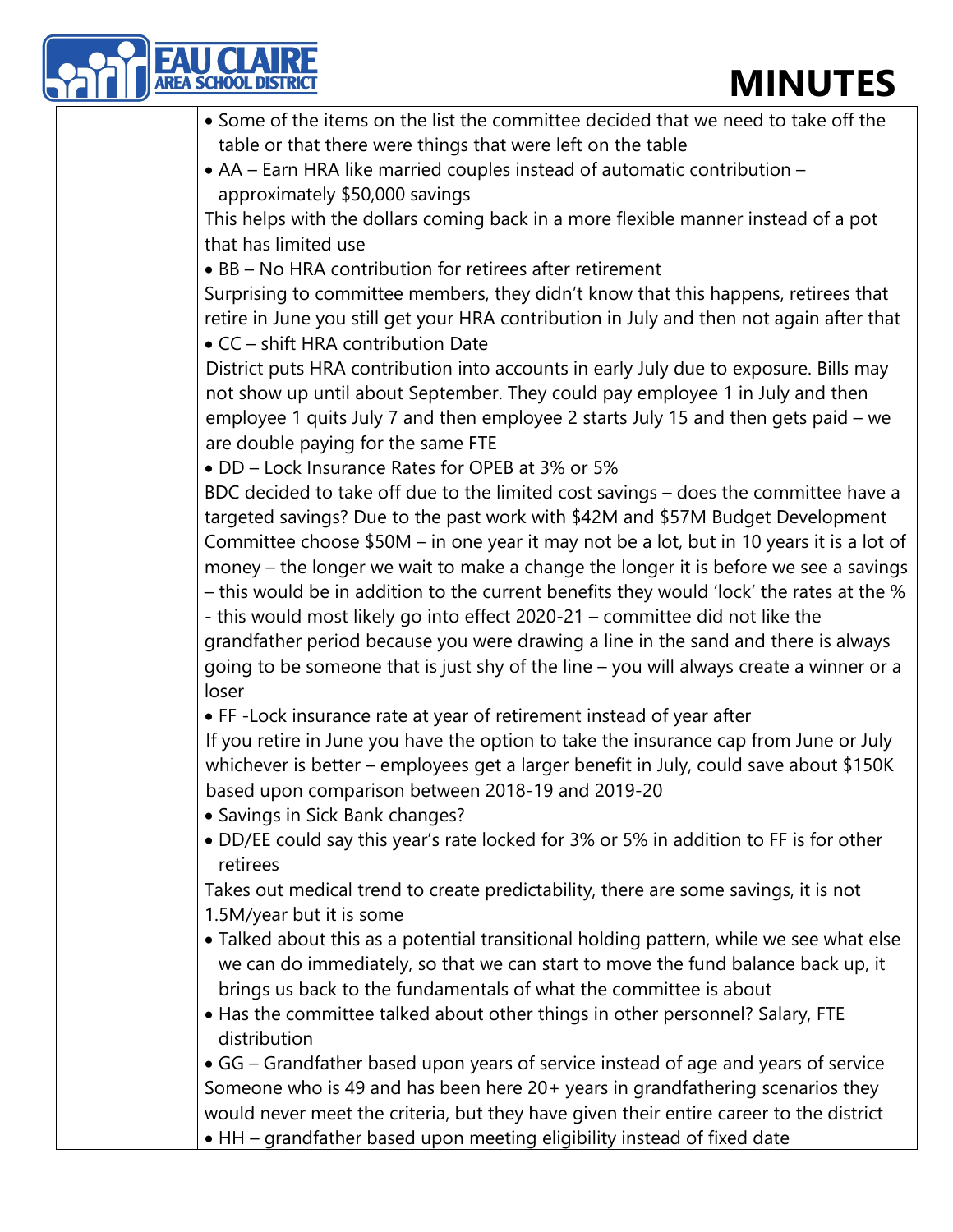- Some of the items on the list the committee decided that we need to take off the table or that there were things that were left on the table
- AA – Earn HRA like married couples instead of automatic contribution – approximately $50,000 savings

This helps with the dollars coming back in a more flexible manner instead of a pot that has limited use

- BB – No HRA contribution for retirees after retirement

Surprising to committee members, they didn't know that this happens, retirees that retire in June you still get your HRA contribution in July and then not again after that

- CC – shift HRA contribution Date

District puts HRA contribution into accounts in early July due to exposure. Bills may not show up until about September. They could pay employee 1 in July and then employee 1 quits July 7 and then employee 2 starts July 15 and then gets paid – we are double paying for the same FTE

- DD – Lock Insurance Rates for OPEB at 3% or 5%

BDC decided to take off due to the limited cost savings – does the committee have a targeted savings? Due to the past work with $42M and $57M Budget Development Committee choose $50M – in one year it may not be a lot, but in 10 years it is a lot of money – the longer we wait to make a change the longer it is before we see a savings – this would be in addition to the current benefits they would 'lock' the rates at the % - this would most likely go into effect 2020-21 – committee did not like the grandfather period because you were drawing a line in the sand and there is always going to be someone that is just shy of the line – you will always create a winner or a loser

- FF -Lock insurance rate at year of retirement instead of year after

If you retire in June you have the option to take the insurance cap from June or July whichever is better – employees get a larger benefit in July, could save about $150K based upon comparison between 2018-19 and 2019-20

- Savings in Sick Bank changes?
- DD/EE could say this year's rate locked for 3% or 5% in addition to FF is for other retirees

Takes out medical trend to create predictability, there are some savings, it is not 1.5M/year but it is some

- Talked about this as a potential transitional holding pattern, while we see what else we can do immediately, so that we can start to move the fund balance back up, it brings us back to the fundamentals of what the committee is about
- Has the committee talked about other things in other personnel? Salary, FTE distribution
- GG – Grandfather based upon years of service instead of age and years of service

Someone who is 49 and has been here 20+ years in grandfathering scenarios they would never meet the criteria, but they have given their entire career to the district

- HH – grandfather based upon meeting eligibility instead of fixed date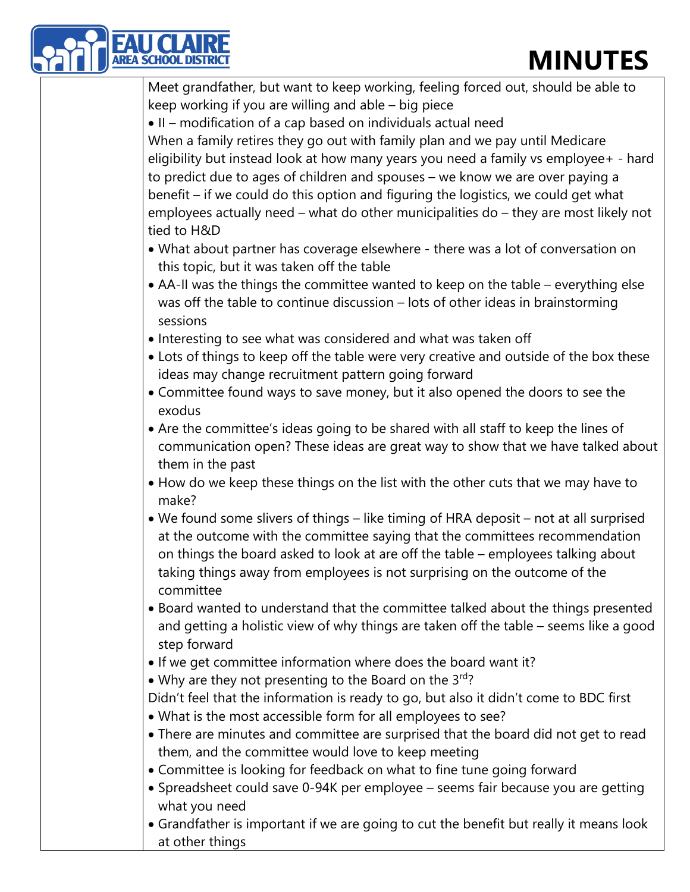Meet grandfather, but want to keep working, feeling forced out, should be able to keep working if you are willing and able – big piece

- II – modification of a cap based on individuals actual need

When a family retires they go out with family plan and we pay until Medicare eligibility but instead look at how many years you need a family vs employee+ - hard to predict due to ages of children and spouses – we know we are over paying a benefit – if we could do this option and figuring the logistics, we could get what employees actually need – what do other municipalities do – they are most likely not tied to H&D

- What about partner has coverage elsewhere - there was a lot of conversation on this topic, but it was taken off the table
- AA-II was the things the committee wanted to keep on the table – everything else was off the table to continue discussion – lots of other ideas in brainstorming sessions
- Interesting to see what was considered and what was taken off
- Lots of things to keep off the table were very creative and outside of the box these ideas may change recruitment pattern going forward
- Committee found ways to save money, but it also opened the doors to see the exodus
- Are the committee's ideas going to be shared with all staff to keep the lines of communication open? These ideas are great way to show that we have talked about them in the past
- How do we keep these things on the list with the other cuts that we may have to make?
- We found some slivers of things – like timing of HRA deposit – not at all surprised at the outcome with the committee saying that the committees recommendation on things the board asked to look at are off the table – employees talking about taking things away from employees is not surprising on the outcome of the committee
- Board wanted to understand that the committee talked about the things presented and getting a holistic view of why things are taken off the table – seems like a good step forward
- If we get committee information where does the board want it?
- Why are they not presenting to the Board on the 3rd?

Didn't feel that the information is ready to go, but also it didn't come to BDC first

- What is the most accessible form for all employees to see?
- There are minutes and committee are surprised that the board did not get to read them, and the committee would love to keep meeting
- Committee is looking for feedback on what to fine tune going forward
- Spreadsheet could save 0-94K per employee – seems fair because you are getting what you need
- Grandfather is important if we are going to cut the benefit but really it means look at other things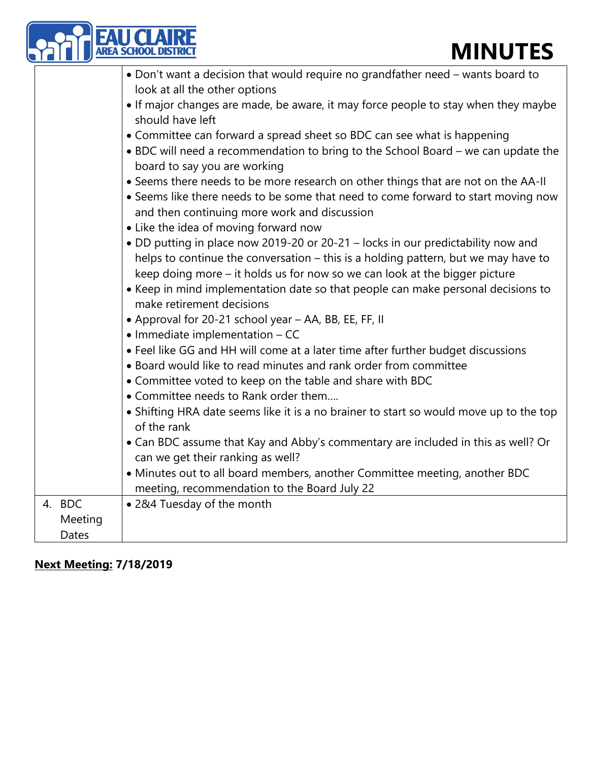| | |
|---|---|
| | • Don't want a decision that would require no grandfather need – wants board to look at all the other options<br>• If major changes are made, be aware, it may force people to stay when they maybe should have left<br>• Committee can forward a spread sheet so BDC can see what is happening<br>• BDC will need a recommendation to bring to the School Board – we can update the board to say you are working<br>• Seems there needs to be more research on other things that are not on the AA-II<br>• Seems like there needs to be some that need to come forward to start moving now and then continuing more work and discussion<br>• Like the idea of moving forward now<br>• DD putting in place now 2019-20 or 20-21 – locks in our predictability now and helps to continue the conversation – this is a holding pattern, but we may have to keep doing more – it holds us for now so we can look at the bigger picture<br>• Keep in mind implementation date so that people can make personal decisions to make retirement decisions<br>• Approval for 20-21 school year – AA, BB, EE, FF, II<br>• Immediate implementation – CC<br>• Feel like GG and HH will come at a later time after further budget discussions<br>• Board would like to read minutes and rank order from committee<br>• Committee voted to keep on the table and share with BDC<br>• Committee needs to Rank order them….<br>• Shifting HRA date seems like it is a no brainer to start so would move up to the top of the rank<br>• Can BDC assume that Kay and Abby's commentary are included in this as well? Or can we get their ranking as well?<br>• Minutes out to all board members, another Committee meeting, another BDC meeting, recommendation to the Board July 22 |
| 4. BDC Meeting Dates | • 2&4 Tuesday of the month |

**<u>Next Meeting:</u> 7/18/2019**